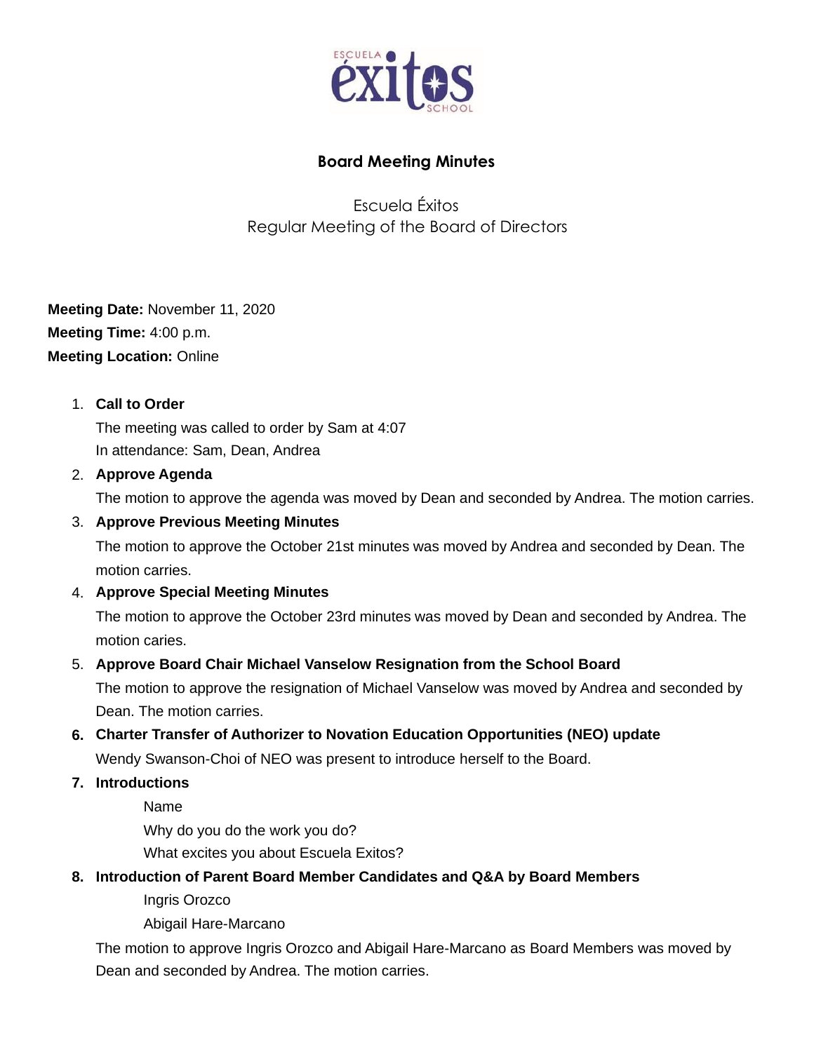# Board Meeting Minutes

Escuela Éxitos
Regular Meeting of the Board of Directors

**Meeting Date:** November 11, 2020
**Meeting Time:** 4:00 p.m.
**Meeting Location:** Online

1. **Call to Order**
   The meeting was called to order by Sam at 4:07
   In attendance: Sam, Dean, Andrea
2. **Approve Agenda**
   The motion to approve the agenda was moved by Dean and seconded by Andrea. The motion carries.
3. **Approve Previous Meeting Minutes**
   The motion to approve the October 21st minutes was moved by Andrea and seconded by Dean. The motion carries.
4. **Approve Special Meeting Minutes**
   The motion to approve the October 23rd minutes was moved by Dean and seconded by Andrea. The motion caries.
5. **Approve Board Chair Michael Vanselow Resignation from the School Board**
   The motion to approve the resignation of Michael Vanselow was moved by Andrea and seconded by Dean. The motion carries.
6. **Charter Transfer of Authorizer to Novation Education Opportunities (NEO) update**
   Wendy Swanson-Choi of NEO was present to introduce herself to the Board.
7. **Introductions**
   - Name
   - Why do you do the work you do?
   - What excites you about Escuela Exitos?
8. **Introduction of Parent Board Member Candidates and Q&A by Board Members**
   - Ingris Orozco
   - Abigail Hare-Marcano

   The motion to approve Ingris Orozco and Abigail Hare-Marcano as Board Members was moved by Dean and seconded by Andrea. The motion carries.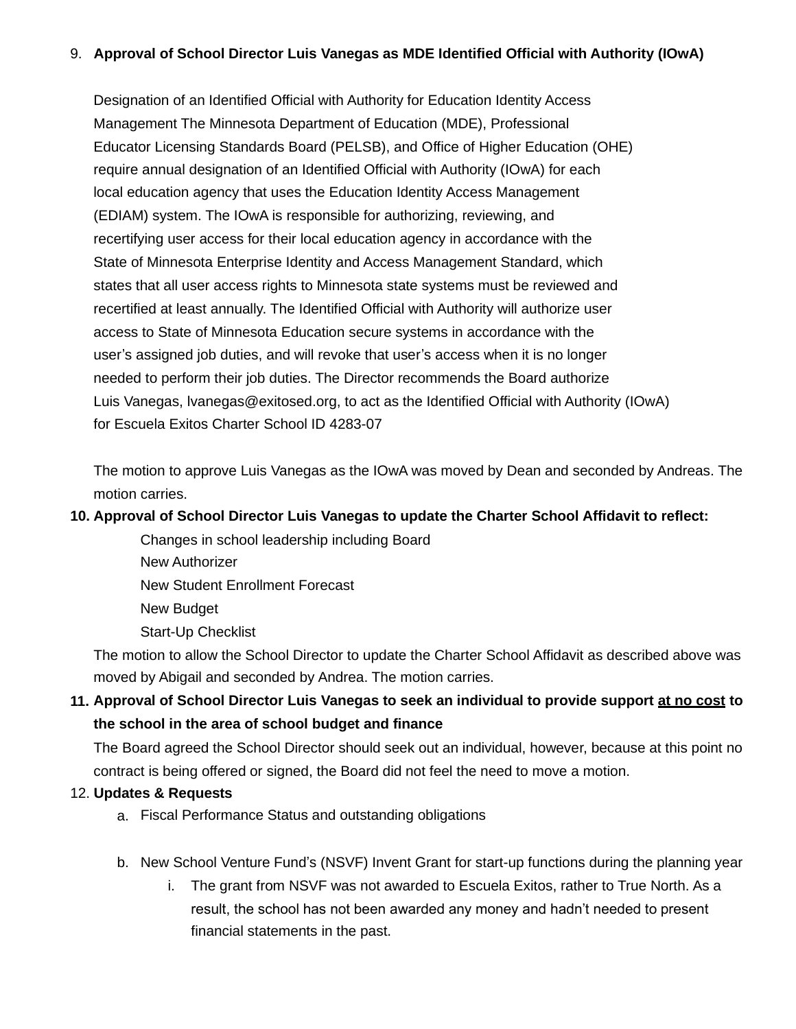9. **Approval of School Director Luis Vanegas as MDE Identified Official with Authority (IOwA)**

   Designation of an Identified Official with Authority for Education Identity Access Management The Minnesota Department of Education (MDE), Professional Educator Licensing Standards Board (PELSB), and Office of Higher Education (OHE) require annual designation of an Identified Official with Authority (IOwA) for each local education agency that uses the Education Identity Access Management (EDIAM) system. The IOwA is responsible for authorizing, reviewing, and recertifying user access for their local education agency in accordance with the State of Minnesota Enterprise Identity and Access Management Standard, which states that all user access rights to Minnesota state systems must be reviewed and recertified at least annually. The Identified Official with Authority will authorize user access to State of Minnesota Education secure systems in accordance with the user's assigned job duties, and will revoke that user's access when it is no longer needed to perform their job duties. The Director recommends the Board authorize Luis Vanegas, lvanegas@exitosed.org, to act as the Identified Official with Authority (IOwA) for Escuela Exitos Charter School ID 4283-07

   The motion to approve Luis Vanegas as the IOwA was moved by Dean and seconded by Andreas. The motion carries.

10. **Approval of School Director Luis Vanegas to update the Charter School Affidavit to reflect:**

    Changes in school leadership including Board
    New Authorizer
    New Student Enrollment Forecast
    New Budget
    Start-Up Checklist

    The motion to allow the School Director to update the Charter School Affidavit as described above was moved by Abigail and seconded by Andrea. The motion carries.

11. **Approval of School Director Luis Vanegas to seek an individual to provide support <u>at no cost</u> to the school in the area of school budget and finance**

    The Board agreed the School Director should seek out an individual, however, because at this point no contract is being offered or signed, the Board did not feel the need to move a motion.

12. **Updates & Requests**
    a. Fiscal Performance Status and outstanding obligations

    b. New School Venture Fund's (NSVF) Invent Grant for start-up functions during the planning year
       i. The grant from NSVF was not awarded to Escuela Exitos, rather to True North. As a result, the school has not been awarded any money and hadn't needed to present financial statements in the past.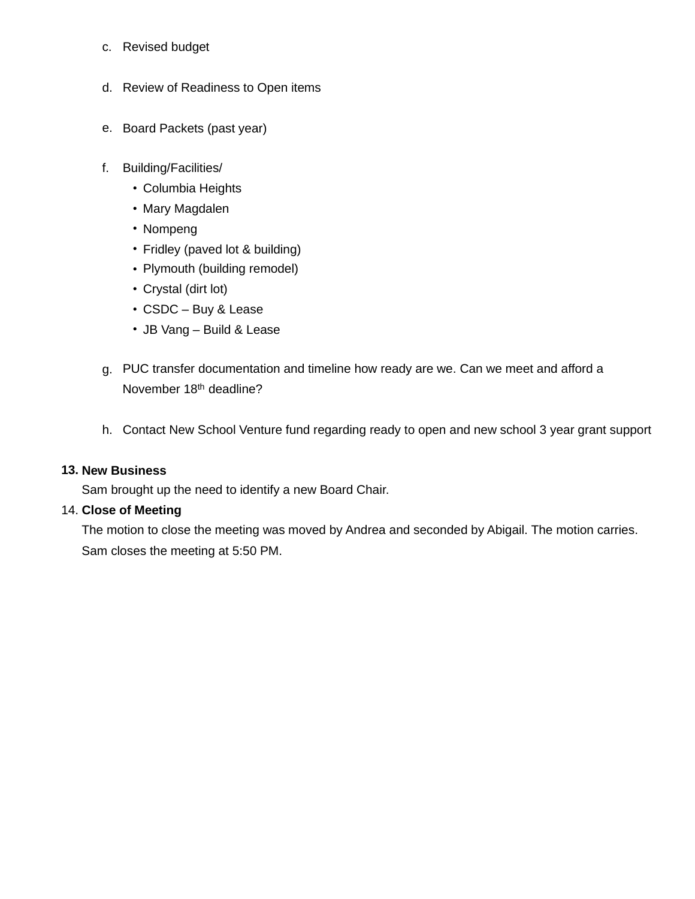c. Revised budget

d. Review of Readiness to Open items

e. Board Packets (past year)

f. Building/Facilities/
   - Columbia Heights
   - Mary Magdalen
   - Nompeng
   - Fridley (paved lot & building)
   - Plymouth (building remodel)
   - Crystal (dirt lot)
   - CSDC – Buy & Lease
   - JB Vang – Build & Lease

g. PUC transfer documentation and timeline how ready are we. Can we meet and afford a November 18th deadline?

h. Contact New School Venture fund regarding ready to open and new school 3 year grant support

13. **New Business**
    Sam brought up the need to identify a new Board Chair.
14. **Close of Meeting**
    The motion to close the meeting was moved by Andrea and seconded by Abigail. The motion carries. Sam closes the meeting at 5:50 PM.